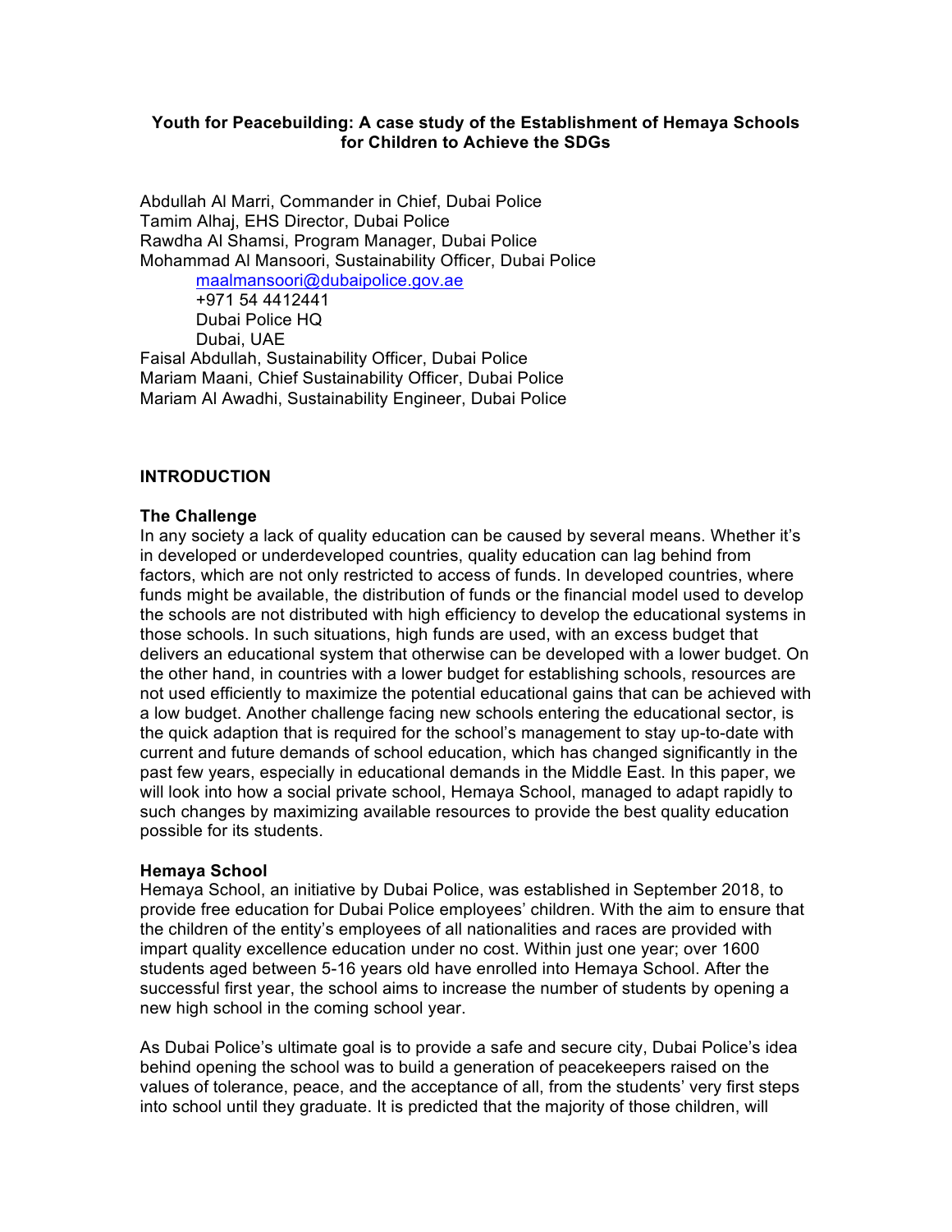# Youth for Peacebuilding: A case study of the Establishment of Hemaya Schools for Children to Achieve the SDGs

Abdullah Al Marri, Commander in Chief, Dubai Police
Tamim Alhaj, EHS Director, Dubai Police
Rawdha Al Shamsi, Program Manager, Dubai Police
Mohammad Al Mansoori, Sustainability Officer, Dubai Police

maalmansoori@dubaipolice.gov.ae
+971 54 4412441
Dubai Police HQ
Dubai, UAE

Faisal Abdullah, Sustainability Officer, Dubai Police
Mariam Maani, Chief Sustainability Officer, Dubai Police
Mariam Al Awadhi, Sustainability Engineer, Dubai Police

## INTRODUCTION

### The Challenge

In any society a lack of quality education can be caused by several means. Whether it's in developed or underdeveloped countries, quality education can lag behind from factors, which are not only restricted to access of funds. In developed countries, where funds might be available, the distribution of funds or the financial model used to develop the schools are not distributed with high efficiency to develop the educational systems in those schools. In such situations, high funds are used, with an excess budget that delivers an educational system that otherwise can be developed with a lower budget. On the other hand, in countries with a lower budget for establishing schools, resources are not used efficiently to maximize the potential educational gains that can be achieved with a low budget. Another challenge facing new schools entering the educational sector, is the quick adaption that is required for the school's management to stay up-to-date with current and future demands of school education, which has changed significantly in the past few years, especially in educational demands in the Middle East. In this paper, we will look into how a social private school, Hemaya School, managed to adapt rapidly to such changes by maximizing available resources to provide the best quality education possible for its students.

### Hemaya School

Hemaya School, an initiative by Dubai Police, was established in September 2018, to provide free education for Dubai Police employees' children. With the aim to ensure that the children of the entity's employees of all nationalities and races are provided with impart quality excellence education under no cost. Within just one year; over 1600 students aged between 5-16 years old have enrolled into Hemaya School. After the successful first year, the school aims to increase the number of students by opening a new high school in the coming school year.

As Dubai Police's ultimate goal is to provide a safe and secure city, Dubai Police's idea behind opening the school was to build a generation of peacekeepers raised on the values of tolerance, peace, and the acceptance of all, from the students' very first steps into school until they graduate. It is predicted that the majority of those children, will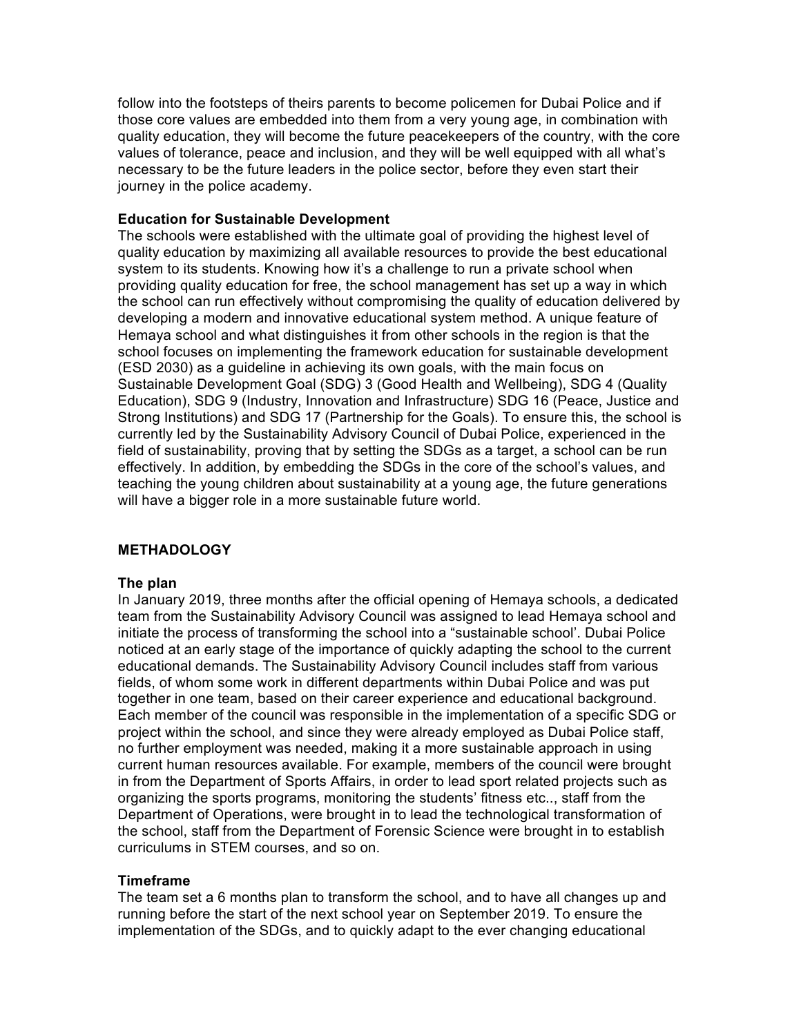follow into the footsteps of theirs parents to become policemen for Dubai Police and if those core values are embedded into them from a very young age, in combination with quality education, they will become the future peacekeepers of the country, with the core values of tolerance, peace and inclusion, and they will be well equipped with all what's necessary to be the future leaders in the police sector, before they even start their journey in the police academy.

**Education for Sustainable Development**

The schools were established with the ultimate goal of providing the highest level of quality education by maximizing all available resources to provide the best educational system to its students. Knowing how it's a challenge to run a private school when providing quality education for free, the school management has set up a way in which the school can run effectively without compromising the quality of education delivered by developing a modern and innovative educational system method. A unique feature of Hemaya school and what distinguishes it from other schools in the region is that the school focuses on implementing the framework education for sustainable development (ESD 2030) as a guideline in achieving its own goals, with the main focus on Sustainable Development Goal (SDG) 3 (Good Health and Wellbeing), SDG 4 (Quality Education), SDG 9 (Industry, Innovation and Infrastructure) SDG 16 (Peace, Justice and Strong Institutions) and SDG 17 (Partnership for the Goals). To ensure this, the school is currently led by the Sustainability Advisory Council of Dubai Police, experienced in the field of sustainability, proving that by setting the SDGs as a target, a school can be run effectively. In addition, by embedding the SDGs in the core of the school's values, and teaching the young children about sustainability at a young age, the future generations will have a bigger role in a more sustainable future world.

## METHADOLOGY

**The plan**

In January 2019, three months after the official opening of Hemaya schools, a dedicated team from the Sustainability Advisory Council was assigned to lead Hemaya school and initiate the process of transforming the school into a "sustainable school'. Dubai Police noticed at an early stage of the importance of quickly adapting the school to the current educational demands. The Sustainability Advisory Council includes staff from various fields, of whom some work in different departments within Dubai Police and was put together in one team, based on their career experience and educational background. Each member of the council was responsible in the implementation of a specific SDG or project within the school, and since they were already employed as Dubai Police staff, no further employment was needed, making it a more sustainable approach in using current human resources available. For example, members of the council were brought in from the Department of Sports Affairs, in order to lead sport related projects such as organizing the sports programs, monitoring the students' fitness etc.., staff from the Department of Operations, were brought in to lead the technological transformation of the school, staff from the Department of Forensic Science were brought in to establish curriculums in STEM courses, and so on.

**Timeframe**

The team set a 6 months plan to transform the school, and to have all changes up and running before the start of the next school year on September 2019. To ensure the implementation of the SDGs, and to quickly adapt to the ever changing educational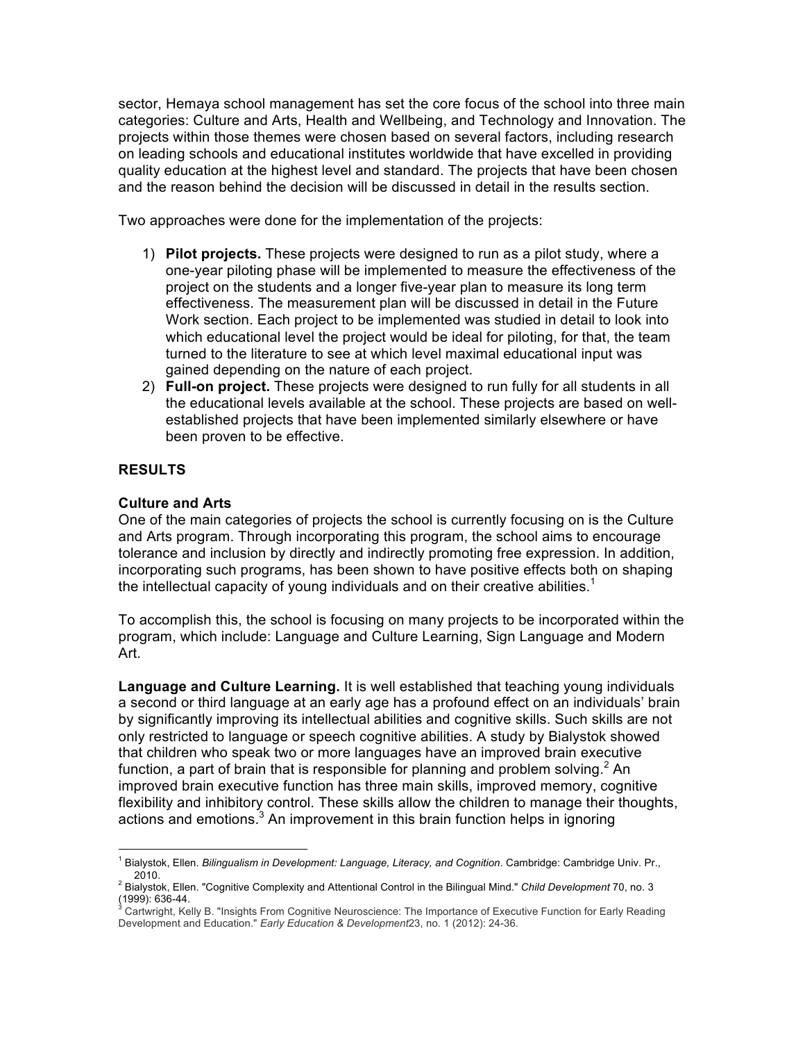sector, Hemaya school management has set the core focus of the school into three main categories: Culture and Arts, Health and Wellbeing, and Technology and Innovation. The projects within those themes were chosen based on several factors, including research on leading schools and educational institutes worldwide that have excelled in providing quality education at the highest level and standard. The projects that have been chosen and the reason behind the decision will be discussed in detail in the results section.

Two approaches were done for the implementation of the projects:

1) **Pilot projects.** These projects were designed to run as a pilot study, where a one-year piloting phase will be implemented to measure the effectiveness of the project on the students and a longer five-year plan to measure its long term effectiveness. The measurement plan will be discussed in detail in the Future Work section. Each project to be implemented was studied in detail to look into which educational level the project would be ideal for piloting, for that, the team turned to the literature to see at which level maximal educational input was gained depending on the nature of each project.
2) **Full-on project.** These projects were designed to run fully for all students in all the educational levels available at the school. These projects are based on well-established projects that have been implemented similarly elsewhere or have been proven to be effective.

## RESULTS

### Culture and Arts

One of the main categories of projects the school is currently focusing on is the Culture and Arts program. Through incorporating this program, the school aims to encourage tolerance and inclusion by directly and indirectly promoting free expression. In addition, incorporating such programs, has been shown to have positive effects both on shaping the intellectual capacity of young individuals and on their creative abilities.[1]

To accomplish this, the school is focusing on many projects to be incorporated within the program, which include: Language and Culture Learning, Sign Language and Modern Art.

**Language and Culture Learning.** It is well established that teaching young individuals a second or third language at an early age has a profound effect on an individuals' brain by significantly improving its intellectual abilities and cognitive skills. Such skills are not only restricted to language or speech cognitive abilities. A study by Bialystok showed that children who speak two or more languages have an improved brain executive function, a part of brain that is responsible for planning and problem solving.[2] An improved brain executive function has three main skills, improved memory, cognitive flexibility and inhibitory control. These skills allow the children to manage their thoughts, actions and emotions.[3] An improvement in this brain function helps in ignoring

---

[1] Bialystok, Ellen. *Bilingualism in Development: Language, Literacy, and Cognition*. Cambridge: Cambridge Univ. Pr., 2010.

[2] Bialystok, Ellen. "Cognitive Complexity and Attentional Control in the Bilingual Mind." *Child Development* 70, no. 3 (1999): 636-44.

[3] Cartwright, Kelly B. "Insights From Cognitive Neuroscience: The Importance of Executive Function for Early Reading Development and Education." *Early Education & Development*23, no. 1 (2012): 24-36.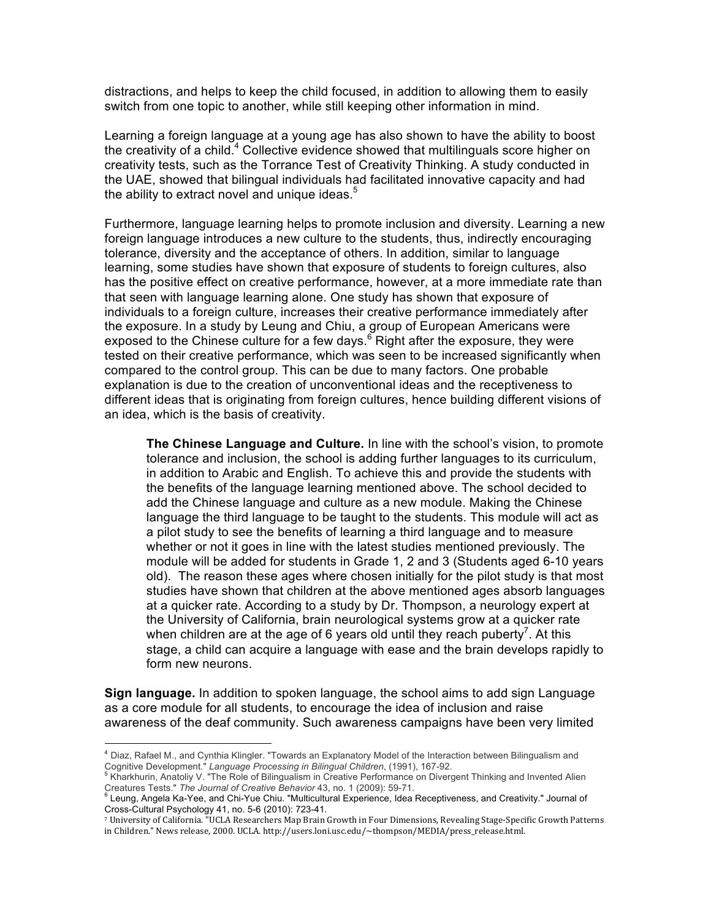distractions, and helps to keep the child focused, in addition to allowing them to easily switch from one topic to another, while still keeping other information in mind.

Learning a foreign language at a young age has also shown to have the ability to boost the creativity of a child.[4] Collective evidence showed that multilinguals score higher on creativity tests, such as the Torrance Test of Creativity Thinking. A study conducted in the UAE, showed that bilingual individuals had facilitated innovative capacity and had the ability to extract novel and unique ideas.[5]

Furthermore, language learning helps to promote inclusion and diversity. Learning a new foreign language introduces a new culture to the students, thus, indirectly encouraging tolerance, diversity and the acceptance of others. In addition, similar to language learning, some studies have shown that exposure of students to foreign cultures, also has the positive effect on creative performance, however, at a more immediate rate than that seen with language learning alone. One study has shown that exposure of individuals to a foreign culture, increases their creative performance immediately after the exposure. In a study by Leung and Chiu, a group of European Americans were exposed to the Chinese culture for a few days.[6] Right after the exposure, they were tested on their creative performance, which was seen to be increased significantly when compared to the control group. This can be due to many factors. One probable explanation is due to the creation of unconventional ideas and the receptiveness to different ideas that is originating from foreign cultures, hence building different visions of an idea, which is the basis of creativity.

**The Chinese Language and Culture.** In line with the school's vision, to promote tolerance and inclusion, the school is adding further languages to its curriculum, in addition to Arabic and English. To achieve this and provide the students with the benefits of the language learning mentioned above. The school decided to add the Chinese language and culture as a new module. Making the Chinese language the third language to be taught to the students. This module will act as a pilot study to see the benefits of learning a third language and to measure whether or not it goes in line with the latest studies mentioned previously. The module will be added for students in Grade 1, 2 and 3 (Students aged 6-10 years old). The reason these ages where chosen initially for the pilot study is that most studies have shown that children at the above mentioned ages absorb languages at a quicker rate. According to a study by Dr. Thompson, a neurology expert at the University of California, brain neurological systems grow at a quicker rate when children are at the age of 6 years old until they reach puberty[7]. At this stage, a child can acquire a language with ease and the brain develops rapidly to form new neurons.

**Sign language.** In addition to spoken language, the school aims to add sign Language as a core module for all students, to encourage the idea of inclusion and raise awareness of the deaf community. Such awareness campaigns have been very limited

---

[4] Diaz, Rafael M., and Cynthia Klingler. "Towards an Explanatory Model of the Interaction between Bilingualism and Cognitive Development." *Language Processing in Bilingual Children*, (1991), 167-92.

[5] Kharkhurin, Anatoliy V. "The Role of Bilingualism in Creative Performance on Divergent Thinking and Invented Alien Creatures Tests." *The Journal of Creative Behavior* 43, no. 1 (2009): 59-71.

[6] Leung, Angela Ka-Yee, and Chi-Yue Chiu. "Multicultural Experience, Idea Receptiveness, and Creativity." Journal of Cross-Cultural Psychology 41, no. 5-6 (2010): 723-41.

[7] University of California. "UCLA Researchers Map Brain Growth in Four Dimensions, Revealing Stage-Specific Growth Patterns in Children." News release, 2000. UCLA. http://users.loni.usc.edu/~thompson/MEDIA/press_release.html.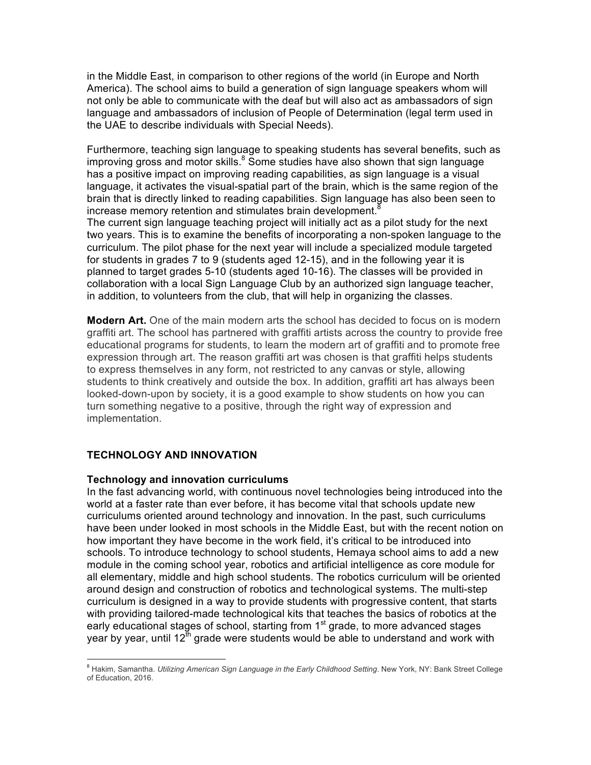in the Middle East, in comparison to other regions of the world (in Europe and North America). The school aims to build a generation of sign language speakers whom will not only be able to communicate with the deaf but will also act as ambassadors of sign language and ambassadors of inclusion of People of Determination (legal term used in the UAE to describe individuals with Special Needs).

Furthermore, teaching sign language to speaking students has several benefits, such as improving gross and motor skills.[8] Some studies have also shown that sign language has a positive impact on improving reading capabilities, as sign language is a visual language, it activates the visual-spatial part of the brain, which is the same region of the brain that is directly linked to reading capabilities. Sign language has also been seen to increase memory retention and stimulates brain development.[8]

The current sign language teaching project will initially act as a pilot study for the next two years. This is to examine the benefits of incorporating a non-spoken language to the curriculum. The pilot phase for the next year will include a specialized module targeted for students in grades 7 to 9 (students aged 12-15), and in the following year it is planned to target grades 5-10 (students aged 10-16). The classes will be provided in collaboration with a local Sign Language Club by an authorized sign language teacher, in addition, to volunteers from the club, that will help in organizing the classes.

**Modern Art.** One of the main modern arts the school has decided to focus on is modern graffiti art. The school has partnered with graffiti artists across the country to provide free educational programs for students, to learn the modern art of graffiti and to promote free expression through art. The reason graffiti art was chosen is that graffiti helps students to express themselves in any form, not restricted to any canvas or style, allowing students to think creatively and outside the box. In addition, graffiti art has always been looked-down-upon by society, it is a good example to show students on how you can turn something negative to a positive, through the right way of expression and implementation.

## TECHNOLOGY AND INNOVATION

### Technology and innovation curriculums

In the fast advancing world, with continuous novel technologies being introduced into the world at a faster rate than ever before, it has become vital that schools update new curriculums oriented around technology and innovation. In the past, such curriculums have been under looked in most schools in the Middle East, but with the recent notion on how important they have become in the work field, it's critical to be introduced into schools. To introduce technology to school students, Hemaya school aims to add a new module in the coming school year, robotics and artificial intelligence as core module for all elementary, middle and high school students. The robotics curriculum will be oriented around design and construction of robotics and technological systems. The multi-step curriculum is designed in a way to provide students with progressive content, that starts with providing tailored-made technological kits that teaches the basics of robotics at the early educational stages of school, starting from 1st grade, to more advanced stages year by year, until 12th grade were students would be able to understand and work with

---

[8] Hakim, Samantha. *Utilizing American Sign Language in the Early Childhood Setting*. New York, NY: Bank Street College of Education, 2016.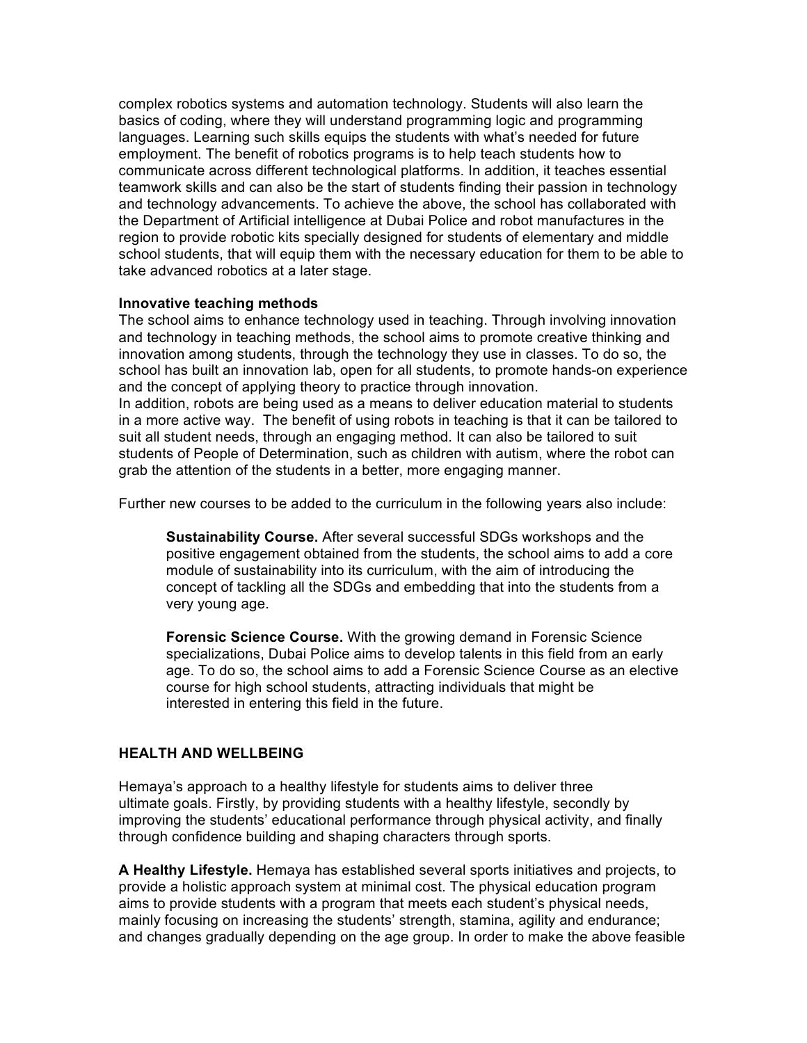complex robotics systems and automation technology. Students will also learn the basics of coding, where they will understand programming logic and programming languages. Learning such skills equips the students with what's needed for future employment. The benefit of robotics programs is to help teach students how to communicate across different technological platforms. In addition, it teaches essential teamwork skills and can also be the start of students finding their passion in technology and technology advancements. To achieve the above, the school has collaborated with the Department of Artificial intelligence at Dubai Police and robot manufactures in the region to provide robotic kits specially designed for students of elementary and middle school students, that will equip them with the necessary education for them to be able to take advanced robotics at a later stage.

**Innovative teaching methods**

The school aims to enhance technology used in teaching. Through involving innovation and technology in teaching methods, the school aims to promote creative thinking and innovation among students, through the technology they use in classes. To do so, the school has built an innovation lab, open for all students, to promote hands-on experience and the concept of applying theory to practice through innovation.

In addition, robots are being used as a means to deliver education material to students in a more active way. The benefit of using robots in teaching is that it can be tailored to suit all student needs, through an engaging method. It can also be tailored to suit students of People of Determination, such as children with autism, where the robot can grab the attention of the students in a better, more engaging manner.

Further new courses to be added to the curriculum in the following years also include:

> **Sustainability Course.** After several successful SDGs workshops and the positive engagement obtained from the students, the school aims to add a core module of sustainability into its curriculum, with the aim of introducing the concept of tackling all the SDGs and embedding that into the students from a very young age.
>
> **Forensic Science Course.** With the growing demand in Forensic Science specializations, Dubai Police aims to develop talents in this field from an early age. To do so, the school aims to add a Forensic Science Course as an elective course for high school students, attracting individuals that might be interested in entering this field in the future.

## HEALTH AND WELLBEING

Hemaya's approach to a healthy lifestyle for students aims to deliver three ultimate goals. Firstly, by providing students with a healthy lifestyle, secondly by improving the students' educational performance through physical activity, and finally through confidence building and shaping characters through sports.

**A Healthy Lifestyle.** Hemaya has established several sports initiatives and projects, to provide a holistic approach system at minimal cost. The physical education program aims to provide students with a program that meets each student's physical needs, mainly focusing on increasing the students' strength, stamina, agility and endurance; and changes gradually depending on the age group. In order to make the above feasible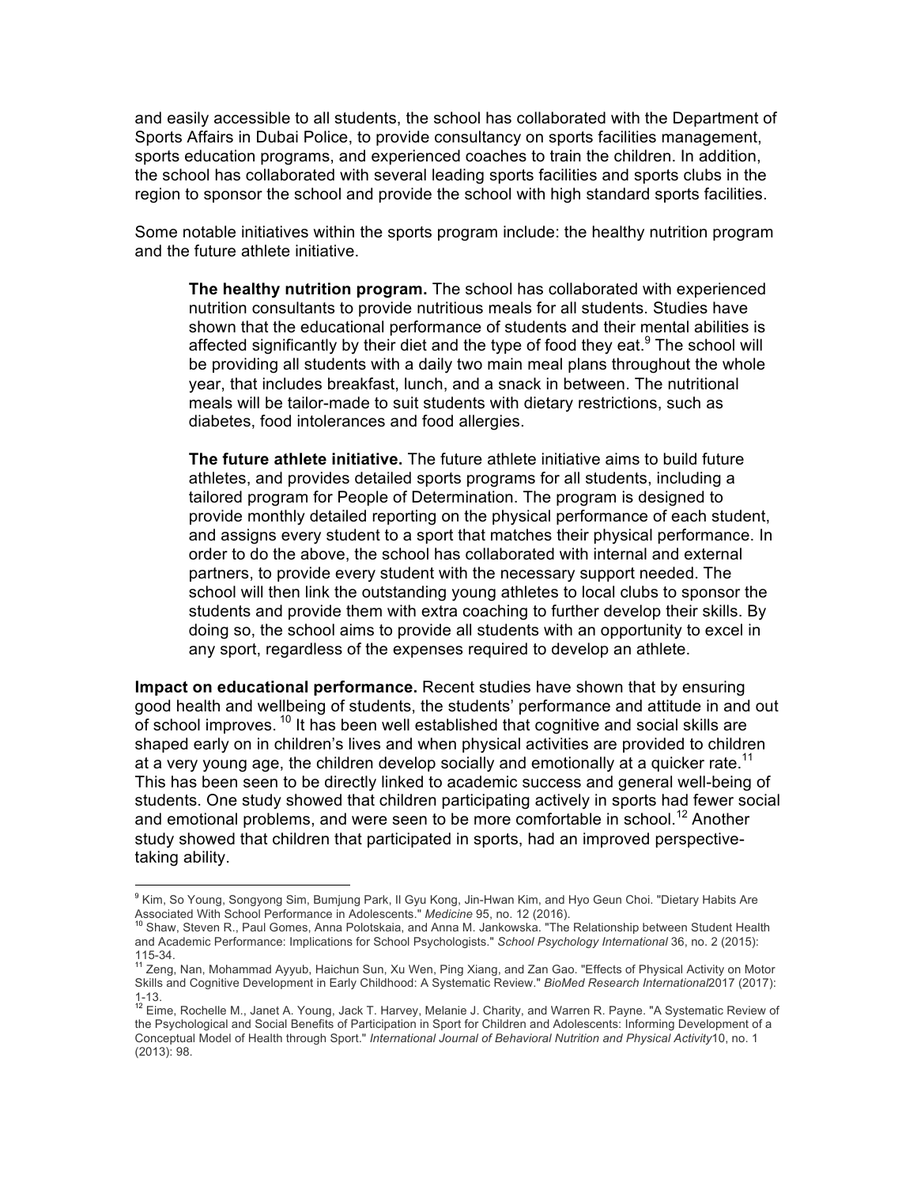and easily accessible to all students, the school has collaborated with the Department of Sports Affairs in Dubai Police, to provide consultancy on sports facilities management, sports education programs, and experienced coaches to train the children. In addition, the school has collaborated with several leading sports facilities and sports clubs in the region to sponsor the school and provide the school with high standard sports facilities.

Some notable initiatives within the sports program include: the healthy nutrition program and the future athlete initiative.

> **The healthy nutrition program.** The school has collaborated with experienced nutrition consultants to provide nutritious meals for all students. Studies have shown that the educational performance of students and their mental abilities is affected significantly by their diet and the type of food they eat.[9] The school will be providing all students with a daily two main meal plans throughout the whole year, that includes breakfast, lunch, and a snack in between. The nutritional meals will be tailor-made to suit students with dietary restrictions, such as diabetes, food intolerances and food allergies.
>
> **The future athlete initiative.** The future athlete initiative aims to build future athletes, and provides detailed sports programs for all students, including a tailored program for People of Determination. The program is designed to provide monthly detailed reporting on the physical performance of each student, and assigns every student to a sport that matches their physical performance. In order to do the above, the school has collaborated with internal and external partners, to provide every student with the necessary support needed. The school will then link the outstanding young athletes to local clubs to sponsor the students and provide them with extra coaching to further develop their skills. By doing so, the school aims to provide all students with an opportunity to excel in any sport, regardless of the expenses required to develop an athlete.

**Impact on educational performance.** Recent studies have shown that by ensuring good health and wellbeing of students, the students' performance and attitude in and out of school improves.[10] It has been well established that cognitive and social skills are shaped early on in children's lives and when physical activities are provided to children at a very young age, the children develop socially and emotionally at a quicker rate.[11] This has been seen to be directly linked to academic success and general well-being of students. One study showed that children participating actively in sports had fewer social and emotional problems, and were seen to be more comfortable in school.[12] Another study showed that children that participated in sports, had an improved perspective-taking ability.

---

[9] Kim, So Young, Songyong Sim, Bumjung Park, Il Gyu Kong, Jin-Hwan Kim, and Hyo Geun Choi. "Dietary Habits Are Associated With School Performance in Adolescents." *Medicine* 95, no. 12 (2016).

[10] Shaw, Steven R., Paul Gomes, Anna Polotskaia, and Anna M. Jankowska. "The Relationship between Student Health and Academic Performance: Implications for School Psychologists." *School Psychology International* 36, no. 2 (2015): 115-34.

[11] Zeng, Nan, Mohammad Ayyub, Haichun Sun, Xu Wen, Ping Xiang, and Zan Gao. "Effects of Physical Activity on Motor Skills and Cognitive Development in Early Childhood: A Systematic Review." *BioMed Research International*2017 (2017): 1-13.

[12] Eime, Rochelle M., Janet A. Young, Jack T. Harvey, Melanie J. Charity, and Warren R. Payne. "A Systematic Review of the Psychological and Social Benefits of Participation in Sport for Children and Adolescents: Informing Development of a Conceptual Model of Health through Sport." *International Journal of Behavioral Nutrition and Physical Activity*10, no. 1 (2013): 98.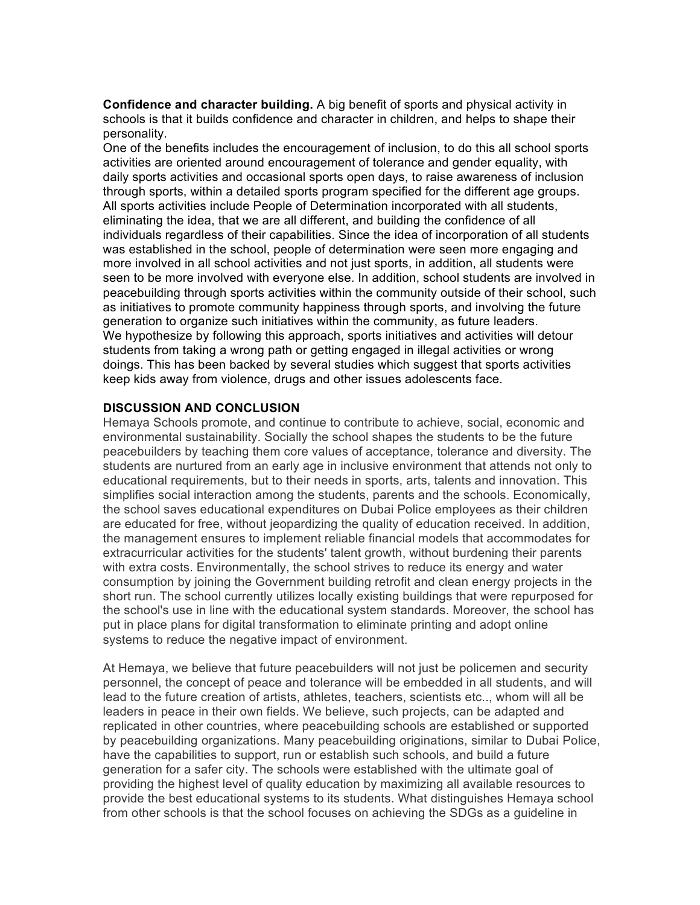**Confidence and character building.** A big benefit of sports and physical activity in schools is that it builds confidence and character in children, and helps to shape their personality.

One of the benefits includes the encouragement of inclusion, to do this all school sports activities are oriented around encouragement of tolerance and gender equality, with daily sports activities and occasional sports open days, to raise awareness of inclusion through sports, within a detailed sports program specified for the different age groups. All sports activities include People of Determination incorporated with all students, eliminating the idea, that we are all different, and building the confidence of all individuals regardless of their capabilities. Since the idea of incorporation of all students was established in the school, people of determination were seen more engaging and more involved in all school activities and not just sports, in addition, all students were seen to be more involved with everyone else. In addition, school students are involved in peacebuilding through sports activities within the community outside of their school, such as initiatives to promote community happiness through sports, and involving the future generation to organize such initiatives within the community, as future leaders.

We hypothesize by following this approach, sports initiatives and activities will detour students from taking a wrong path or getting engaged in illegal activities or wrong doings. This has been backed by several studies which suggest that sports activities keep kids away from violence, drugs and other issues adolescents face.

## DISCUSSION AND CONCLUSION

Hemaya Schools promote, and continue to contribute to achieve, social, economic and environmental sustainability. Socially the school shapes the students to be the future peacebuilders by teaching them core values of acceptance, tolerance and diversity. The students are nurtured from an early age in inclusive environment that attends not only to educational requirements, but to their needs in sports, arts, talents and innovation. This simplifies social interaction among the students, parents and the schools. Economically, the school saves educational expenditures on Dubai Police employees as their children are educated for free, without jeopardizing the quality of education received. In addition, the management ensures to implement reliable financial models that accommodates for extracurricular activities for the students' talent growth, without burdening their parents with extra costs. Environmentally, the school strives to reduce its energy and water consumption by joining the Government building retrofit and clean energy projects in the short run. The school currently utilizes locally existing buildings that were repurposed for the school's use in line with the educational system standards. Moreover, the school has put in place plans for digital transformation to eliminate printing and adopt online systems to reduce the negative impact of environment.

At Hemaya, we believe that future peacebuilders will not just be policemen and security personnel, the concept of peace and tolerance will be embedded in all students, and will lead to the future creation of artists, athletes, teachers, scientists etc.., whom will all be leaders in peace in their own fields. We believe, such projects, can be adapted and replicated in other countries, where peacebuilding schools are established or supported by peacebuilding organizations. Many peacebuilding originations, similar to Dubai Police, have the capabilities to support, run or establish such schools, and build a future generation for a safer city. The schools were established with the ultimate goal of providing the highest level of quality education by maximizing all available resources to provide the best educational systems to its students. What distinguishes Hemaya school from other schools is that the school focuses on achieving the SDGs as a guideline in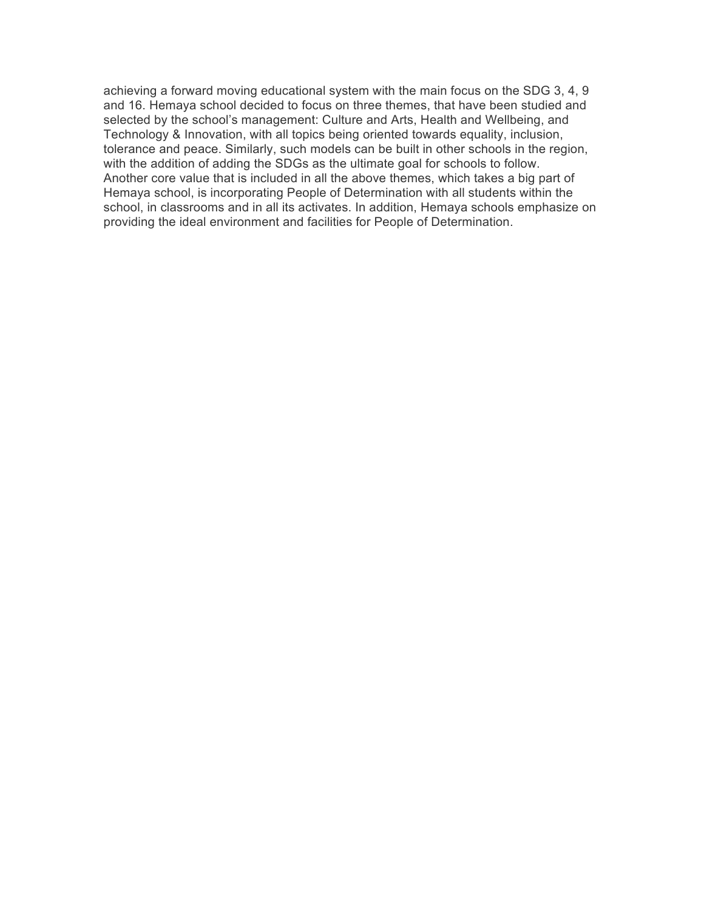achieving a forward moving educational system with the main focus on the SDG 3, 4, 9 and 16. Hemaya school decided to focus on three themes, that have been studied and selected by the school's management: Culture and Arts, Health and Wellbeing, and Technology & Innovation, with all topics being oriented towards equality, inclusion, tolerance and peace. Similarly, such models can be built in other schools in the region, with the addition of adding the SDGs as the ultimate goal for schools to follow.
Another core value that is included in all the above themes, which takes a big part of Hemaya school, is incorporating People of Determination with all students within the school, in classrooms and in all its activates. In addition, Hemaya schools emphasize on providing the ideal environment and facilities for People of Determination.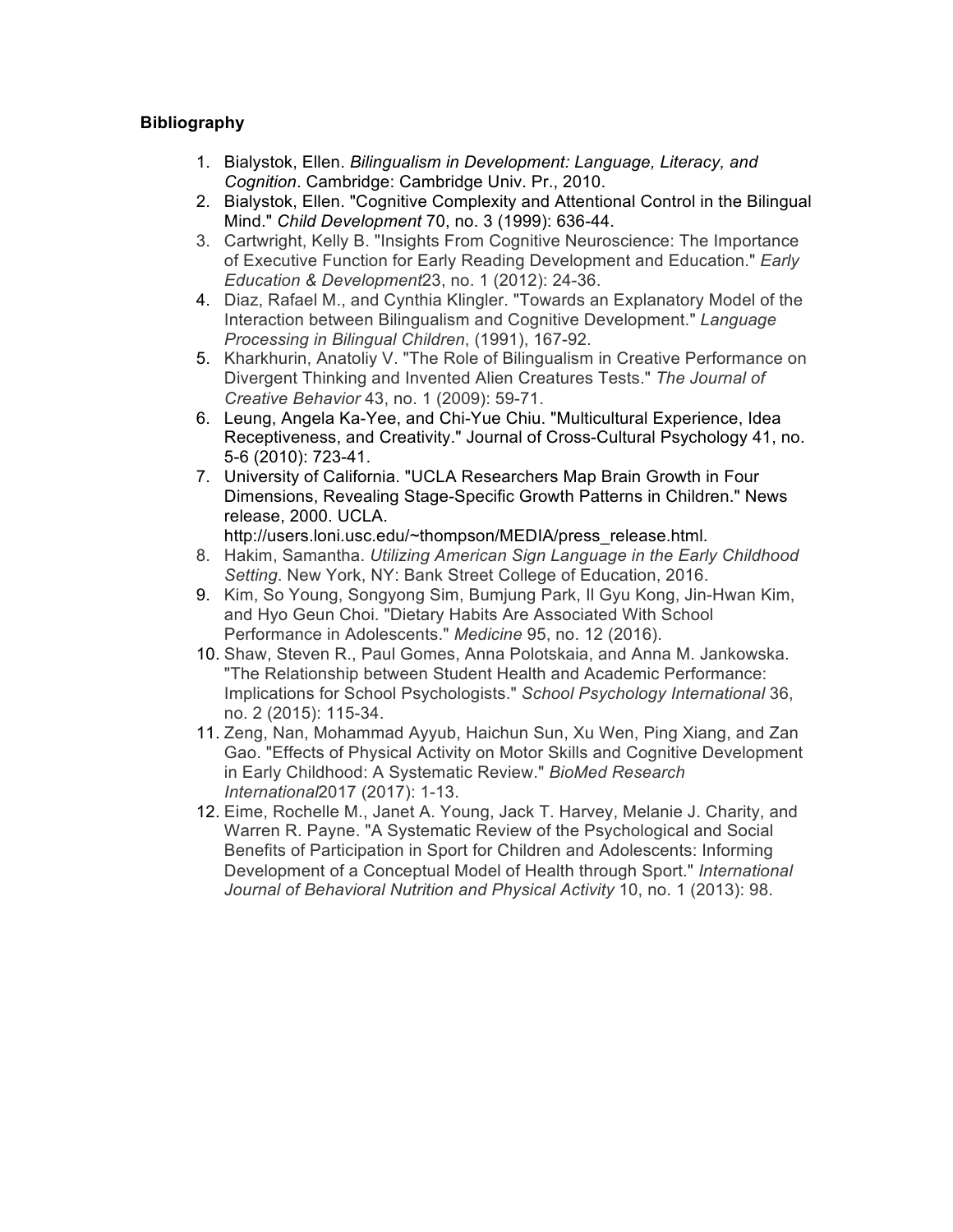**Bibliography**

1. Bialystok, Ellen. *Bilingualism in Development: Language, Literacy, and Cognition*. Cambridge: Cambridge Univ. Pr., 2010.
2. Bialystok, Ellen. "Cognitive Complexity and Attentional Control in the Bilingual Mind." *Child Development* 70, no. 3 (1999): 636-44.
3. Cartwright, Kelly B. "Insights From Cognitive Neuroscience: The Importance of Executive Function for Early Reading Development and Education." *Early Education & Development*23, no. 1 (2012): 24-36.
4. Diaz, Rafael M., and Cynthia Klingler. "Towards an Explanatory Model of the Interaction between Bilingualism and Cognitive Development." *Language Processing in Bilingual Children*, (1991), 167-92.
5. Kharkhurin, Anatoliy V. "The Role of Bilingualism in Creative Performance on Divergent Thinking and Invented Alien Creatures Tests." *The Journal of Creative Behavior* 43, no. 1 (2009): 59-71.
6. Leung, Angela Ka-Yee, and Chi-Yue Chiu. "Multicultural Experience, Idea Receptiveness, and Creativity." Journal of Cross-Cultural Psychology 41, no. 5-6 (2010): 723-41.
7. University of California. "UCLA Researchers Map Brain Growth in Four Dimensions, Revealing Stage-Specific Growth Patterns in Children." News release, 2000. UCLA. http://users.loni.usc.edu/~thompson/MEDIA/press_release.html.
8. Hakim, Samantha. *Utilizing American Sign Language in the Early Childhood Setting*. New York, NY: Bank Street College of Education, 2016.
9. Kim, So Young, Songyong Sim, Bumjung Park, Il Gyu Kong, Jin-Hwan Kim, and Hyo Geun Choi. "Dietary Habits Are Associated With School Performance in Adolescents." *Medicine* 95, no. 12 (2016).
10. Shaw, Steven R., Paul Gomes, Anna Polotskaia, and Anna M. Jankowska. "The Relationship between Student Health and Academic Performance: Implications for School Psychologists." *School Psychology International* 36, no. 2 (2015): 115-34.
11. Zeng, Nan, Mohammad Ayyub, Haichun Sun, Xu Wen, Ping Xiang, and Zan Gao. "Effects of Physical Activity on Motor Skills and Cognitive Development in Early Childhood: A Systematic Review." *BioMed Research International*2017 (2017): 1-13.
12. Eime, Rochelle M., Janet A. Young, Jack T. Harvey, Melanie J. Charity, and Warren R. Payne. "A Systematic Review of the Psychological and Social Benefits of Participation in Sport for Children and Adolescents: Informing Development of a Conceptual Model of Health through Sport." *International Journal of Behavioral Nutrition and Physical Activity* 10, no. 1 (2013): 98.